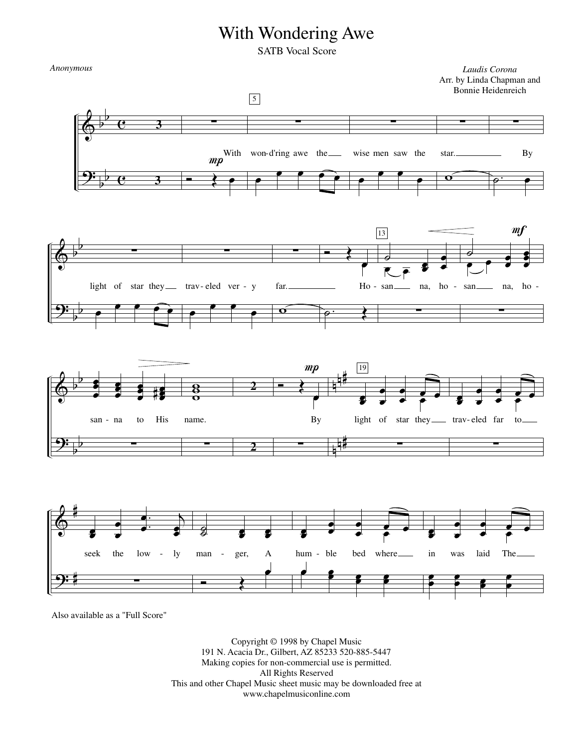# With Wondering Awe

SATB Vocal Score

*Anonymous*

*Laudis Corona*
Arr. by Linda Chapman and
Bonnie Heidenreich

With won-d'ring awe the wise men saw the star. By light of star they trav-eled ver-y far. Ho-san na, ho-san na, ho-san-na to His name. By light of star they trav-eled far to seek the low-ly man-ger, A hum-ble bed where in was laid The

Also available as a "Full Score"

Copyright © 1998 by Chapel Music
191 N. Acacia Dr., Gilbert, AZ 85233 520-885-5447
Making copies for non-commercial use is permitted.
All Rights Reserved
This and other Chapel Music sheet music may be downloaded free at
www.chapelmusiconline.com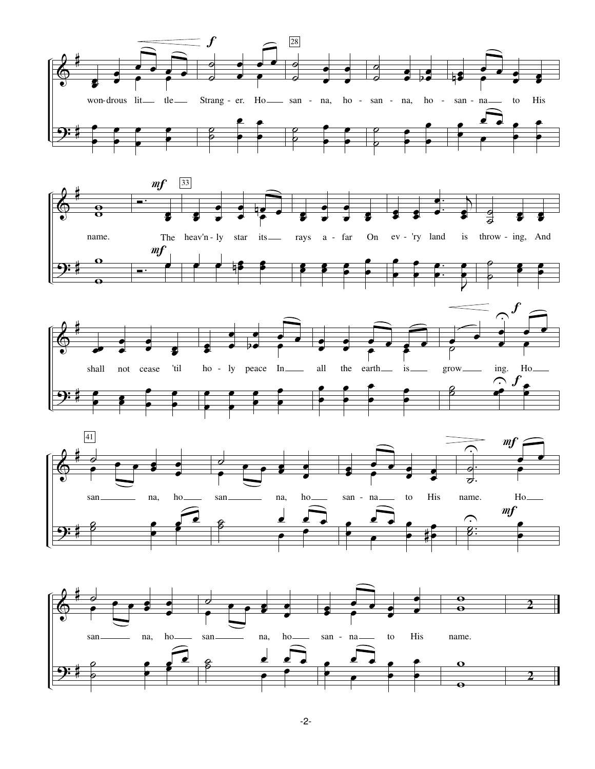wondrous lit - tle Strang - er. Ho - san - na, ho - san - na, ho - san - na to His

name. The heav'n - ly star its rays a - far On ev - 'ry land is throw - ing, And

shall not cease 'til ho - ly peace In all the earth is grow - ing. Ho -

san - na, ho - san - na, ho - san - na to His name. Ho -

san - na, ho - san - na, ho - san - na to His name.